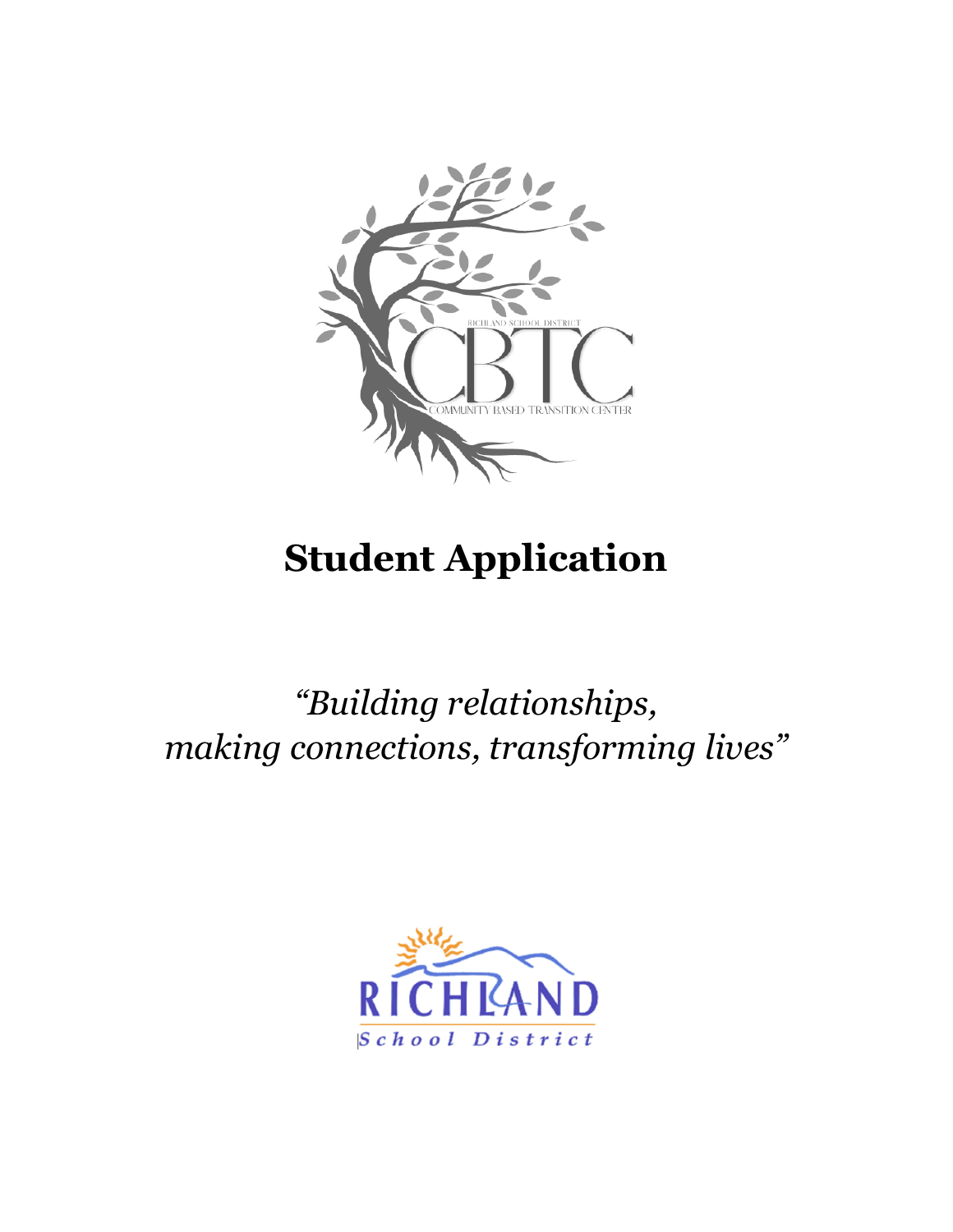RICHLAND SCHOOL DISTRICT

CBTC

COMMUNITY BASED TRANSITION CENTER

# Student Application

*"Building relationships,*
*making connections, transforming lives"*

RICHLAND

School District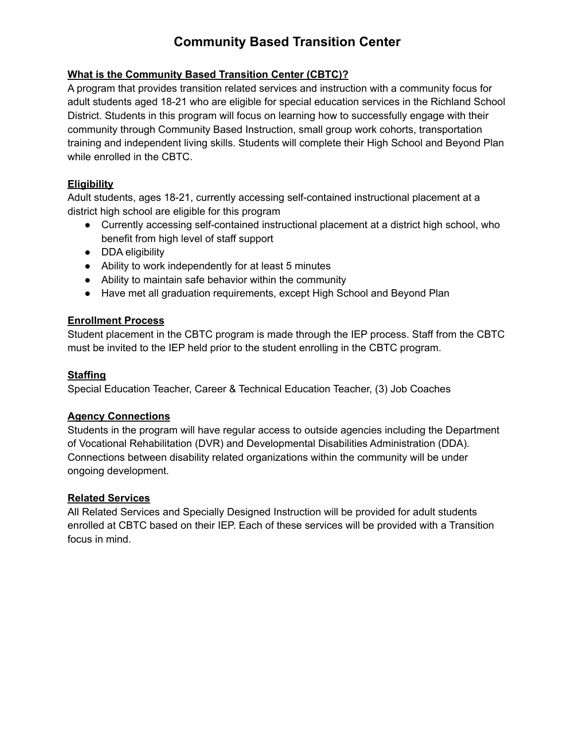# Community Based Transition Center

## What is the Community Based Transition Center (CBTC)?

A program that provides transition related services and instruction with a community focus for adult students aged 18-21 who are eligible for special education services in the Richland School District. Students in this program will focus on learning how to successfully engage with their community through Community Based Instruction, small group work cohorts, transportation training and independent living skills. Students will complete their High School and Beyond Plan while enrolled in the CBTC.

## Eligibility

Adult students, ages 18-21, currently accessing self-contained instructional placement at a district high school are eligible for this program

- Currently accessing self-contained instructional placement at a district high school, who benefit from high level of staff support
- DDA eligibility
- Ability to work independently for at least 5 minutes
- Ability to maintain safe behavior within the community
- Have met all graduation requirements, except High School and Beyond Plan

## Enrollment Process

Student placement in the CBTC program is made through the IEP process. Staff from the CBTC must be invited to the IEP held prior to the student enrolling in the CBTC program.

## Staffing

Special Education Teacher, Career & Technical Education Teacher, (3) Job Coaches

## Agency Connections

Students in the program will have regular access to outside agencies including the Department of Vocational Rehabilitation (DVR) and Developmental Disabilities Administration (DDA). Connections between disability related organizations within the community will be under ongoing development.

## Related Services

All Related Services and Specially Designed Instruction will be provided for adult students enrolled at CBTC based on their IEP. Each of these services will be provided with a Transition focus in mind.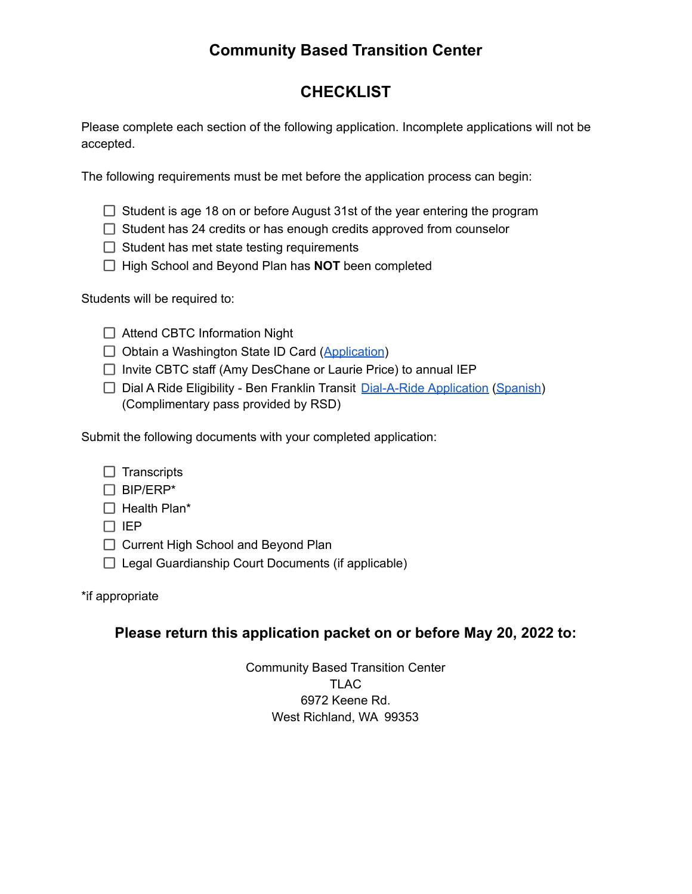# Community Based Transition Center

## CHECKLIST

Please complete each section of the following application. Incomplete applications will not be accepted.

The following requirements must be met before the application process can begin:

- [ ] Student is age 18 on or before August 31st of the year entering the program
- [ ] Student has 24 credits or has enough credits approved from counselor
- [ ] Student has met state testing requirements
- [ ] High School and Beyond Plan has **NOT** been completed

Students will be required to:

- [ ] Attend CBTC Information Night
- [ ] Obtain a Washington State ID Card (Application)
- [ ] Invite CBTC staff (Amy DesChane or Laurie Price) to annual IEP
- [ ] Dial A Ride Eligibility - Ben Franklin Transit Dial-A-Ride Application (Spanish) (Complimentary pass provided by RSD)

Submit the following documents with your completed application:

- [ ] Transcripts
- [ ] BIP/ERP*
- [ ] Health Plan*
- [ ] IEP
- [ ] Current High School and Beyond Plan
- [ ] Legal Guardianship Court Documents (if applicable)

*if appropriate

**Please return this application packet on or before May 20, 2022 to:**

Community Based Transition Center
TLAC
6972 Keene Rd.
West Richland, WA 99353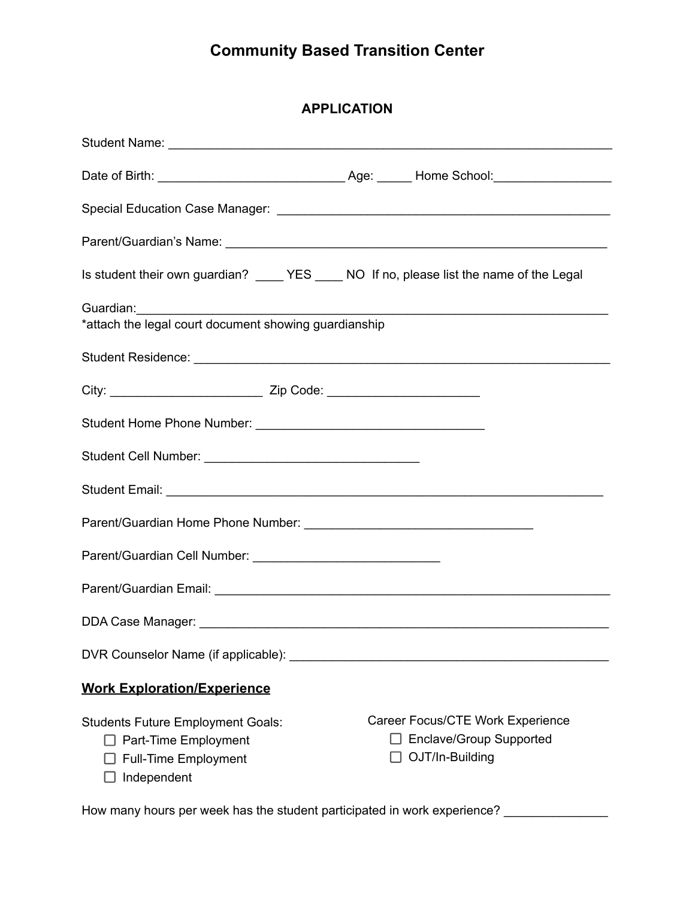# Community Based Transition Center

## APPLICATION

Student Name: ___________________________________________________________________

Date of Birth: ___________________________ Age: _____ Home School:_________________

Special Education Case Manager: ________________________________________________

Parent/Guardian's Name: _______________________________________________________

Is student their own guardian? ____ YES ____ NO If no, please list the name of the Legal

Guardian:_______________________________________________________________________
*attach the legal court document showing guardianship

Student Residence: _________________________________________________________________

City: ______________________ Zip Code: ______________________

Student Home Phone Number: _________________________________

Student Cell Number: _______________________________

Student Email: _____________________________________________________________

Parent/Guardian Home Phone Number: _________________________________

Parent/Guardian Cell Number: ___________________________

Parent/Guardian Email: _______________________________________________________

DDA Case Manager: __________________________________________________________

DVR Counselor Name (if applicable): _____________________________________________

**<u>Work Exploration/Experience</u>**

Students Future Employment Goals:

- ☐ Part-Time Employment
- ☐ Full-Time Employment
- ☐ Independent

Career Focus/CTE Work Experience

- ☐ Enclave/Group Supported
- ☐ OJT/In-Building

How many hours per week has the student participated in work experience? _______________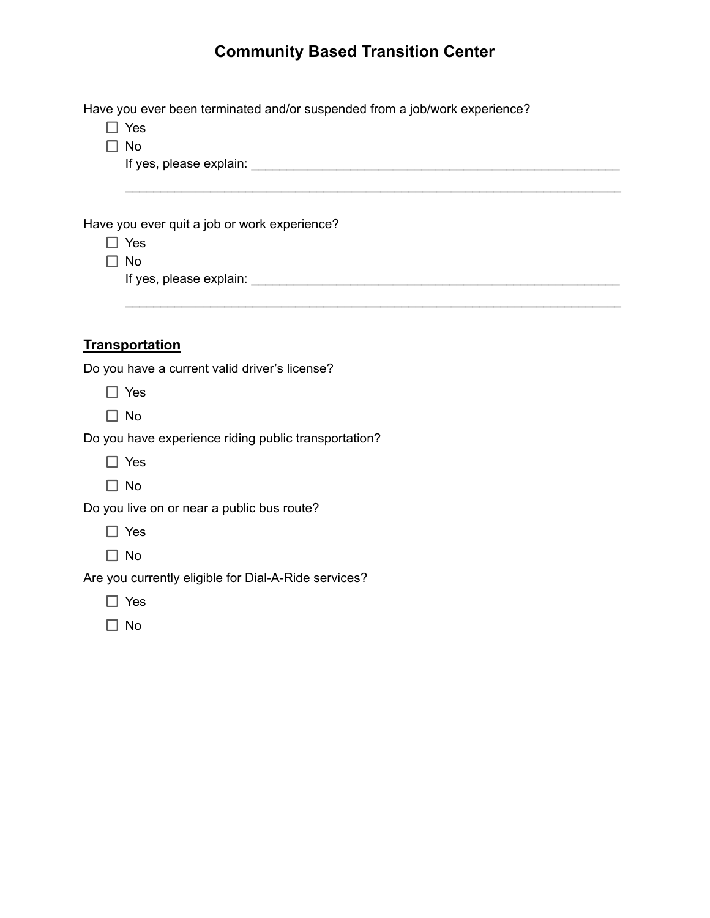# Community Based Transition Center

Have you ever been terminated and/or suspended from a job/work experience?

- ☐ Yes
- ☐ No

If yes, please explain: ______________________________________________________

______________________________________________________________________

Have you ever quit a job or work experience?

- ☐ Yes
- ☐ No

If yes, please explain: ______________________________________________________

______________________________________________________________________

## **Transportation**

Do you have a current valid driver's license?

- ☐ Yes
- ☐ No

Do you have experience riding public transportation?

- ☐ Yes
- ☐ No

Do you live on or near a public bus route?

- ☐ Yes
- ☐ No

Are you currently eligible for Dial-A-Ride services?

- ☐ Yes
- ☐ No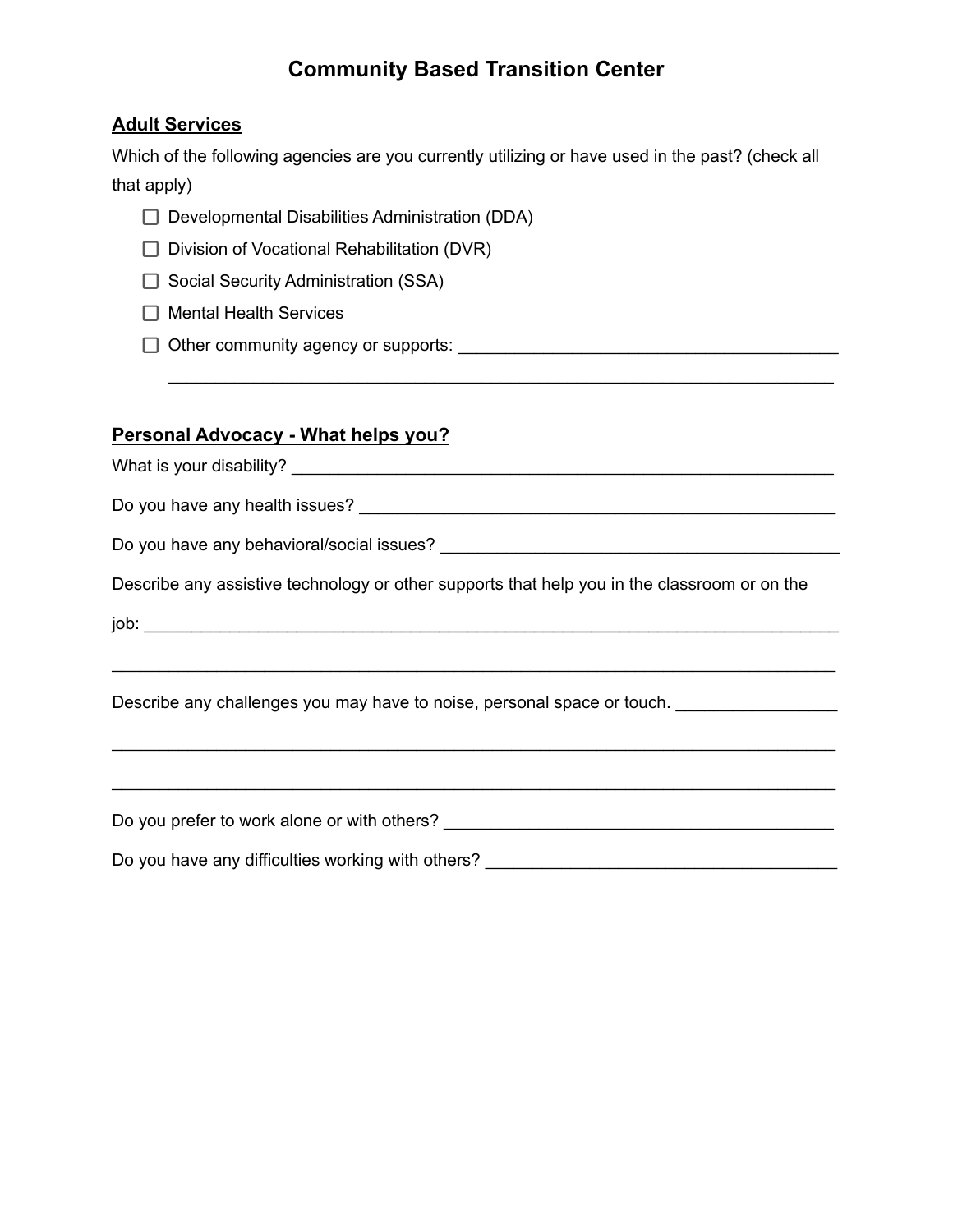# Community Based Transition Center

## Adult Services

Which of the following agencies are you currently utilizing or have used in the past? (check all that apply)

- ☐ Developmental Disabilities Administration (DDA)
- ☐ Division of Vocational Rehabilitation (DVR)
- ☐ Social Security Administration (SSA)
- ☐ Mental Health Services
- ☐ Other community agency or supports: ________________________________________
  ________________________________________________________________________

## Personal Advocacy - What helps you?

What is your disability? ____________________________________________________________

Do you have any health issues? ______________________________________________________

Do you have any behavioral/social issues? ___________________________________________

Describe any assistive technology or other supports that help you in the classroom or on the job: ____________________________________________________________________________

____________________________________________________________________________

Describe any challenges you may have to noise, personal space or touch. _________________

____________________________________________________________________________

____________________________________________________________________________

Do you prefer to work alone or with others? __________________________________________

Do you have any difficulties working with others? ______________________________________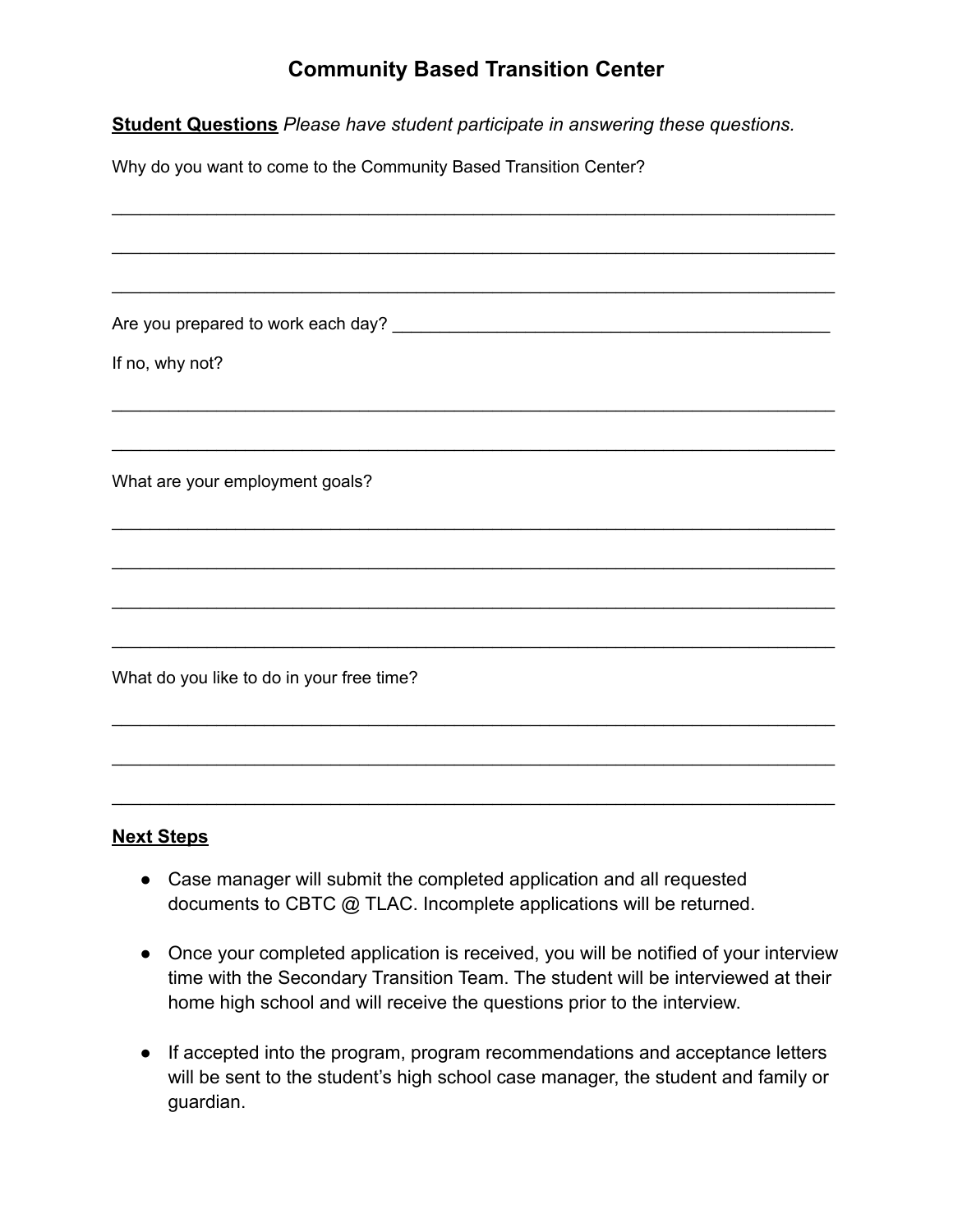# Community Based Transition Center

**Student Questions** *Please have student participate in answering these questions.*

Why do you want to come to the Community Based Transition Center?

______________________________________________________________________________

______________________________________________________________________________

______________________________________________________________________________

Are you prepared to work each day? ______________________________________________

If no, why not?

______________________________________________________________________________

______________________________________________________________________________

What are your employment goals?

______________________________________________________________________________

______________________________________________________________________________

______________________________________________________________________________

______________________________________________________________________________

What do you like to do in your free time?

______________________________________________________________________________

______________________________________________________________________________

______________________________________________________________________________

**Next Steps**

- Case manager will submit the completed application and all requested documents to CBTC @ TLAC. Incomplete applications will be returned.
- Once your completed application is received, you will be notified of your interview time with the Secondary Transition Team. The student will be interviewed at their home high school and will receive the questions prior to the interview.
- If accepted into the program, program recommendations and acceptance letters will be sent to the student's high school case manager, the student and family or guardian.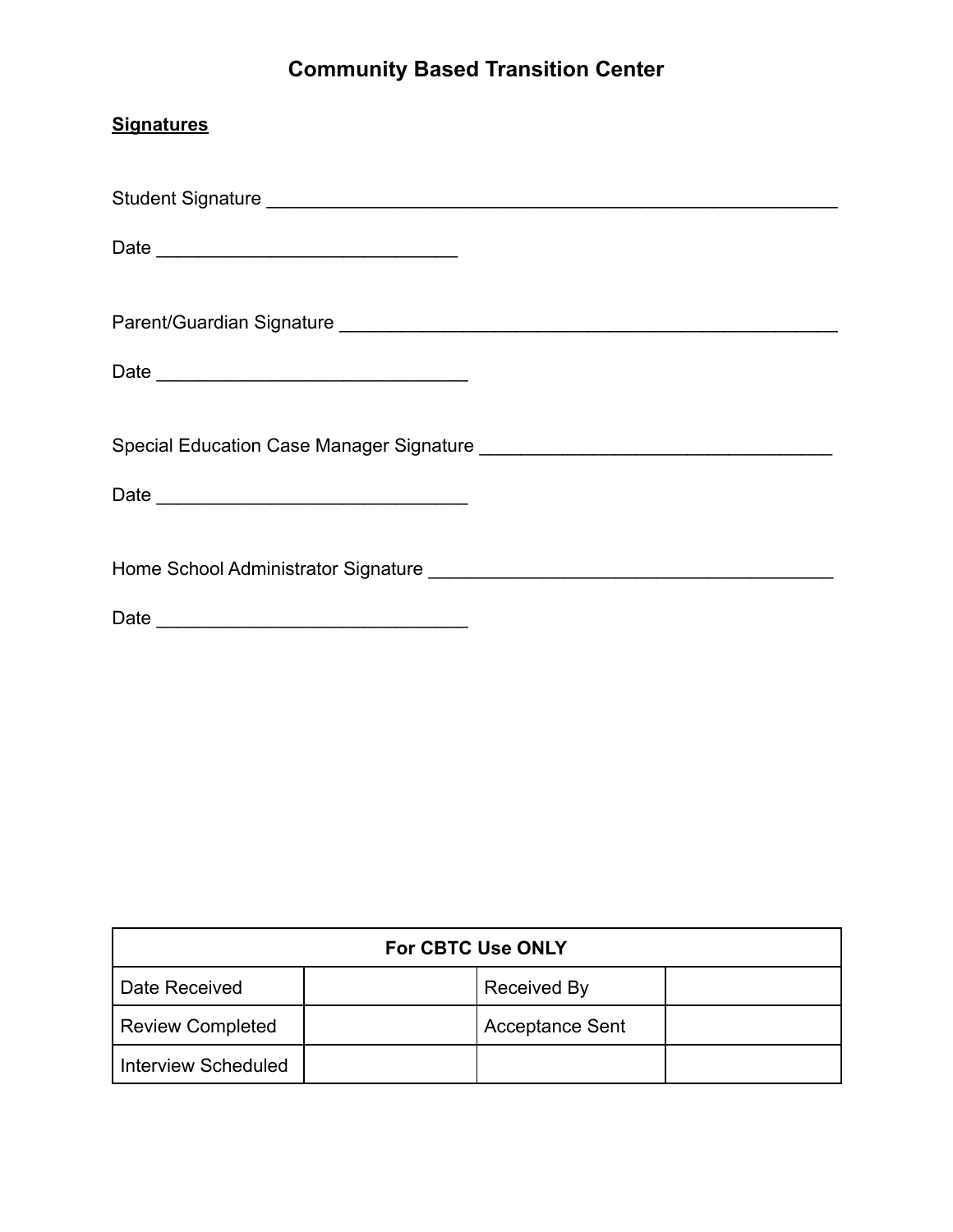# Community Based Transition Center

**<u>Signatures</u>**

Student Signature ___________________________________________________________

Date ______________________________

Parent/Guardian Signature ___________________________________________________

Date _______________________________

Special Education Case Manager Signature ___________________________________

Date _______________________________

Home School Administrator Signature ________________________________________

Date _______________________________

| For CBTC Use ONLY | | | |
|---|---|---|---|
| Date Received | | Received By | |
| Review Completed | | Acceptance Sent | |
| Interview Scheduled | | | |